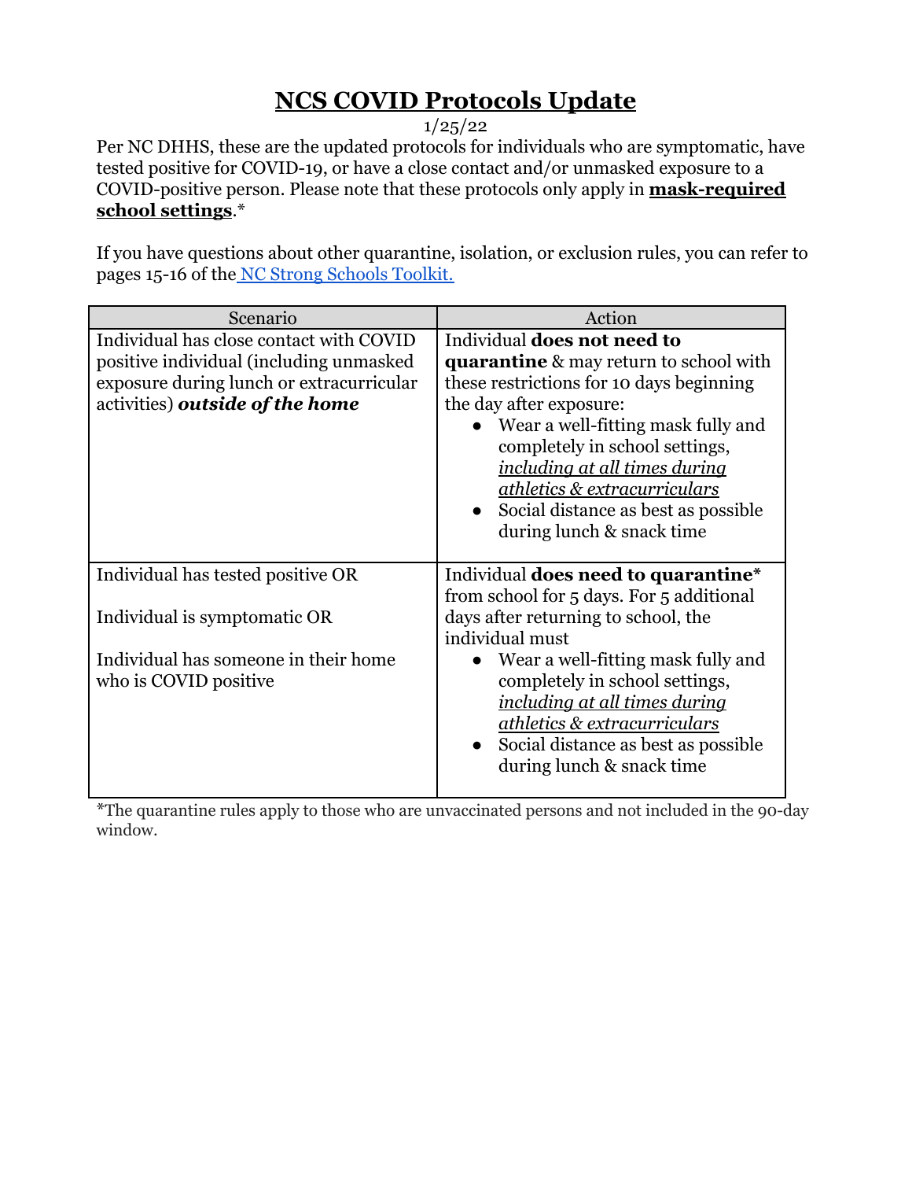# NCS COVID Protocols Update

1/25/22

Per NC DHHS, these are the updated protocols for individuals who are symptomatic, have tested positive for COVID-19, or have a close contact and/or unmasked exposure to a COVID-positive person. Please note that these protocols only apply in **mask-required school settings**.*

If you have questions about other quarantine, isolation, or exclusion rules, you can refer to pages 15-16 of the [NC Strong Schools Toolkit.]()

| Scenario | Action |
|---|---|
| Individual has close contact with COVID positive individual (including unmasked exposure during lunch or extracurricular activities) ***outside of the home*** | Individual **does not need to quarantine** & may return to school with these restrictions for 10 days beginning the day after exposure:<br>• Wear a well-fitting mask fully and completely in school settings, *including at all times during athletics & extracurriculars*<br>• Social distance as best as possible during lunch & snack time |
| Individual has tested positive OR<br><br>Individual is symptomatic OR<br><br>Individual has someone in their home who is COVID positive | Individual **does need to quarantine*** from school for 5 days. For 5 additional days after returning to school, the individual must<br>• Wear a well-fitting mask fully and completely in school settings, *including at all times during athletics & extracurriculars*<br>• Social distance as best as possible during lunch & snack time |

*The quarantine rules apply to those who are unvaccinated persons and not included in the 90-day window.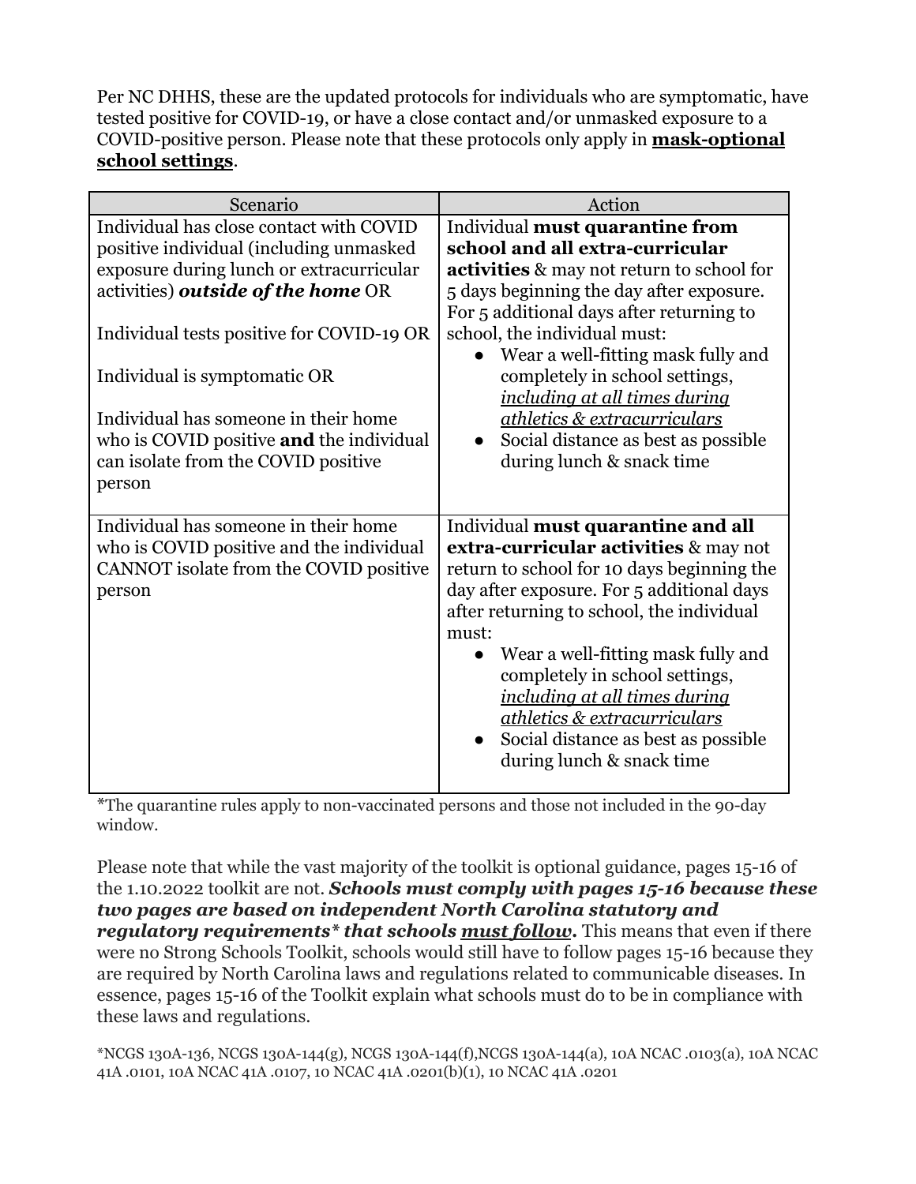Per NC DHHS, these are the updated protocols for individuals who are symptomatic, have tested positive for COVID-19, or have a close contact and/or unmasked exposure to a COVID-positive person. Please note that these protocols only apply in <u>**mask-optional school settings**</u>.

| Scenario | Action |
|---|---|
| Individual has close contact with COVID positive individual (including unmasked exposure during lunch or extracurricular activities) ***outside of the home*** OR<br><br>Individual tests positive for COVID-19 OR<br><br>Individual is symptomatic OR<br><br>Individual has someone in their home who is COVID positive **and** the individual can isolate from the COVID positive person | Individual **must quarantine from school and all extra-curricular activities** & may not return to school for 5 days beginning the day after exposure. For 5 additional days after returning to school, the individual must:<br>● Wear a well-fitting mask fully and completely in school settings, <u>*including at all times during athletics & extracurriculars*</u><br>● Social distance as best as possible during lunch & snack time |
| Individual has someone in their home who is COVID positive and the individual CANNOT isolate from the COVID positive person | Individual **must quarantine and all extra-curricular activities** & may not return to school for 10 days beginning the day after exposure. For 5 additional days after returning to school, the individual must:<br>● Wear a well-fitting mask fully and completely in school settings, <u>*including at all times during athletics & extracurriculars*</u><br>● Social distance as best as possible during lunch & snack time |

*The quarantine rules apply to non-vaccinated persons and those not included in the 90-day window.

Please note that while the vast majority of the toolkit is optional guidance, pages 15-16 of the 1.10.2022 toolkit are not. ***Schools must comply with pages 15-16 because these two pages are based on independent North Carolina statutory and regulatory requirements* that schools <u>must follow</u>.*** This means that even if there were no Strong Schools Toolkit, schools would still have to follow pages 15-16 because they are required by North Carolina laws and regulations related to communicable diseases. In essence, pages 15-16 of the Toolkit explain what schools must do to be in compliance with these laws and regulations.

*NCGS 130A-136, NCGS 130A-144(g), NCGS 130A-144(f),NCGS 130A-144(a), 10A NCAC .0103(a), 10A NCAC 41A .0101, 10A NCAC 41A .0107, 10 NCAC 41A .0201(b)(1), 10 NCAC 41A .0201